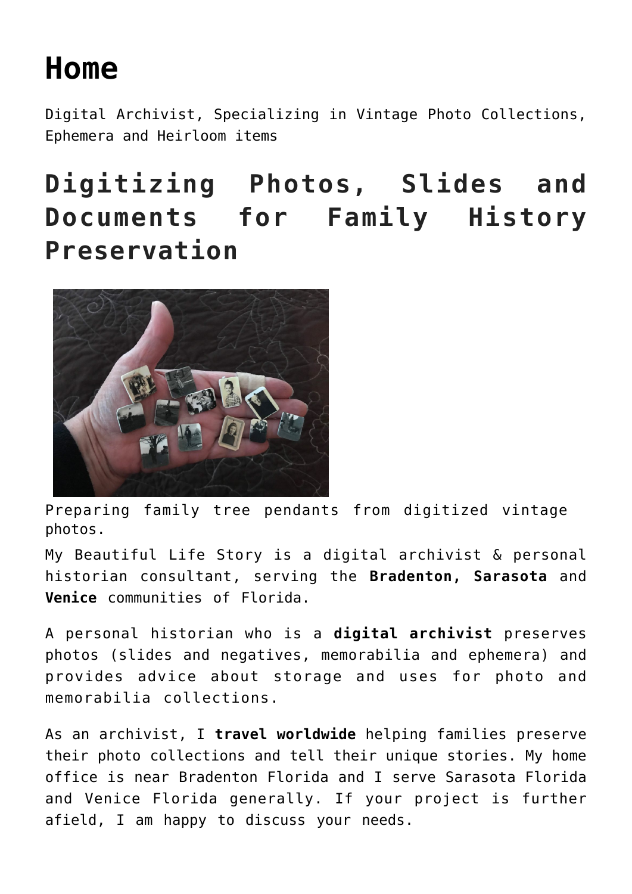# Home

Digital Archivist, Specializing in Vintage Photo Collections, Ephemera and Heirloom items

## Digitizing Photos, Slides and Documents for Family History Preservation

Preparing family tree pendants from digitized vintage photos.

My Beautiful Life Story is a digital archivist & personal historian consultant, serving the **Bradenton, Sarasota** and **Venice** communities of Florida.

A personal historian who is a **digital archivist** preserves photos (slides and negatives, memorabilia and ephemera) and provides advice about storage and uses for photo and memorabilia collections.

As an archivist, I **travel worldwide** helping families preserve their photo collections and tell their unique stories. My home office is near Bradenton Florida and I serve Sarasota Florida and Venice Florida generally. If your project is further afield, I am happy to discuss your needs.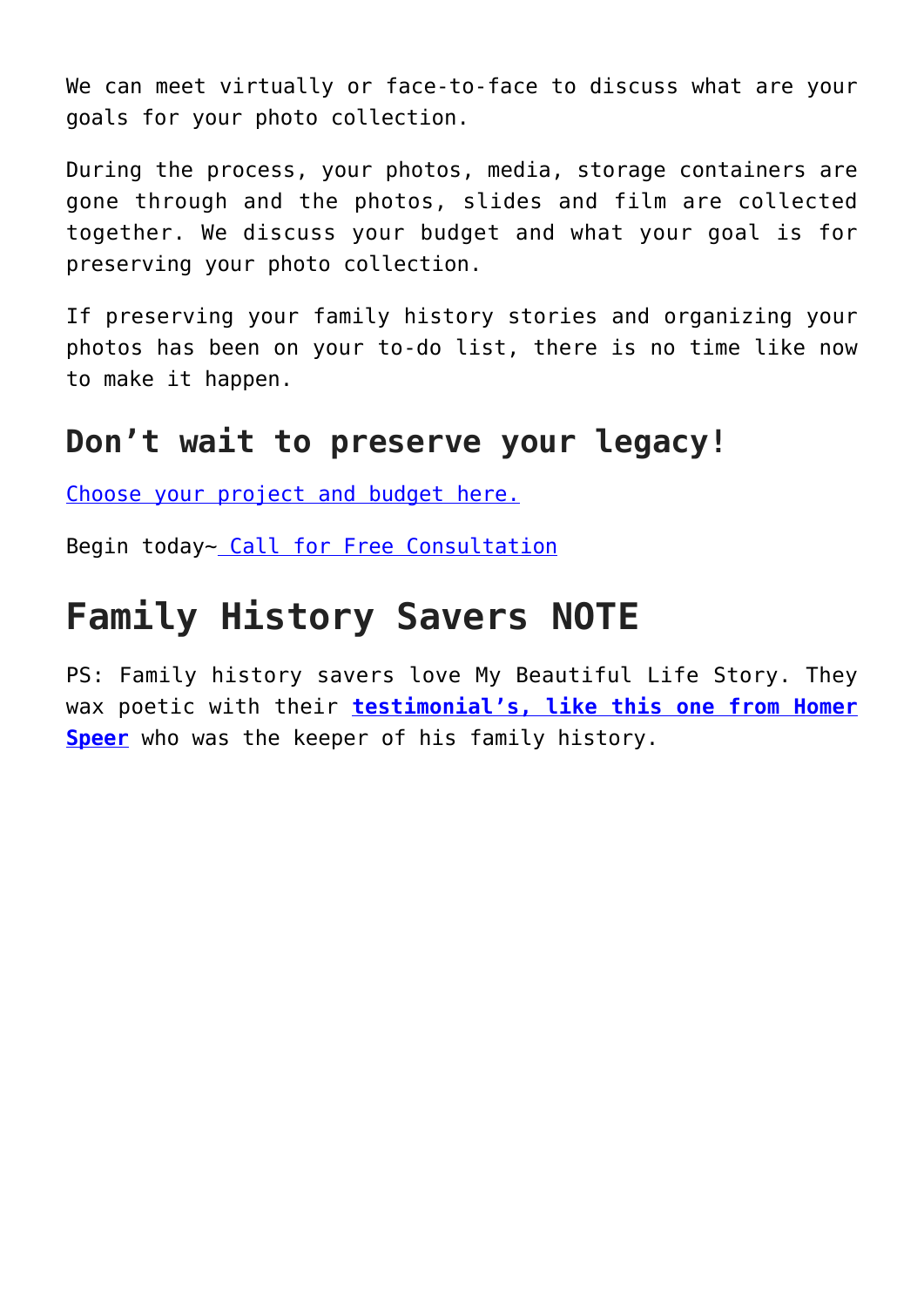We can meet virtually or face-to-face to discuss what are your goals for your photo collection.

During the process, your photos, media, storage containers are gone through and the photos, slides and film are collected together. We discuss your budget and what your goal is for preserving your photo collection.

If preserving your family history stories and organizing your photos has been on your to-do list, there is no time like now to make it happen.

## Don't wait to preserve your legacy!

Choose your project and budget here.

Begin today~ Call for Free Consultation

# Family History Savers NOTE

PS: Family history savers love My Beautiful Life Story. They wax poetic with their **testimonial's, like this one from Homer Speer** who was the keeper of his family history.